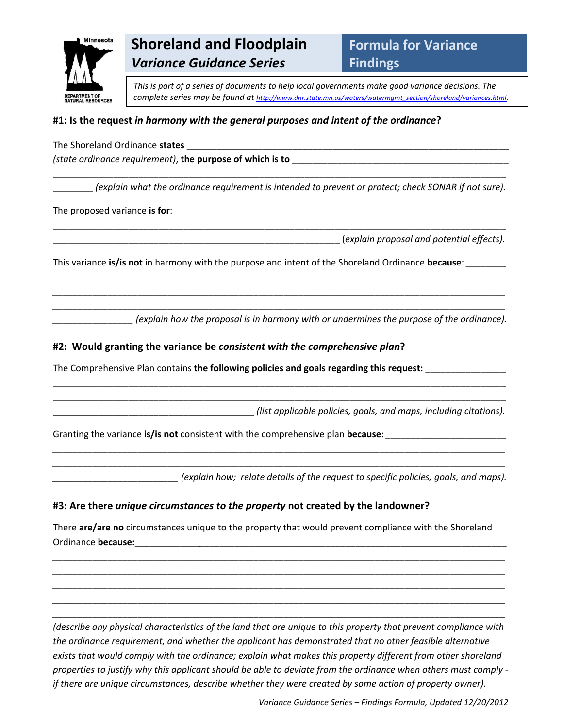# Shoreland and Floodplain *Variance Guidance Series*

## Formula for Variance Findings

*This is part of a series of documents to help local governments make good variance decisions. The complete series may be found at http://www.dnr.state.mn.us/waters/watermgmt_section/shoreland/variances.html.*

### #1: Is the request *in harmony with the general purposes and intent of the ordinance*?

The Shoreland Ordinance **states** ______________________________________________________________ *(state ordinance requirement)*, **the purpose of which is to** ________________________________________ ______________________________________________________________________________________ ________ *(explain what the ordinance requirement is intended to prevent or protect; check SONAR if not sure).*

The proposed variance **is for**: ________________________________________________________________ ______________________________________________________________________________________ ________________________________________________________ (*explain proposal and potential effects).*

This variance **is/is not** in harmony with the purpose and intent of the Shoreland Ordinance **because**: ________ ______________________________________________________________________________________ ______________________________________________________________________________________ ______________________________________________________________________________________ _______________ *(explain how the proposal is in harmony with or undermines the purpose of the ordinance).*

### #2: Would granting the variance be *consistent with the comprehensive plan*?

The Comprehensive Plan contains **the following policies and goals regarding this request:** _______________ ______________________________________________________________________________________ ______________________________________________________________________________________ _______________________________________ *(list applicable policies, goals, and maps, including citations).*

Granting the variance **is/is not** consistent with the comprehensive plan **because**: _______________________ ______________________________________________________________________________________ ______________________________________________________________________________________ ________________________ *(explain how; relate details of the request to specific policies, goals, and maps).*

### #3: Are there *unique circumstances to the property* not created by the landowner?

There **are/are no** circumstances unique to the property that would prevent compliance with the Shoreland Ordinance **because:**_________________________________________________________________________ ______________________________________________________________________________________ ______________________________________________________________________________________ ______________________________________________________________________________________ ______________________________________________________________________________________ ______________________________________________________________________________________

*(describe any physical characteristics of the land that are unique to this property that prevent compliance with the ordinance requirement, and whether the applicant has demonstrated that no other feasible alternative exists that would comply with the ordinance; explain what makes this property different from other shoreland properties to justify why this applicant should be able to deviate from the ordinance when others must comply - if there are unique circumstances, describe whether they were created by some action of property owner).*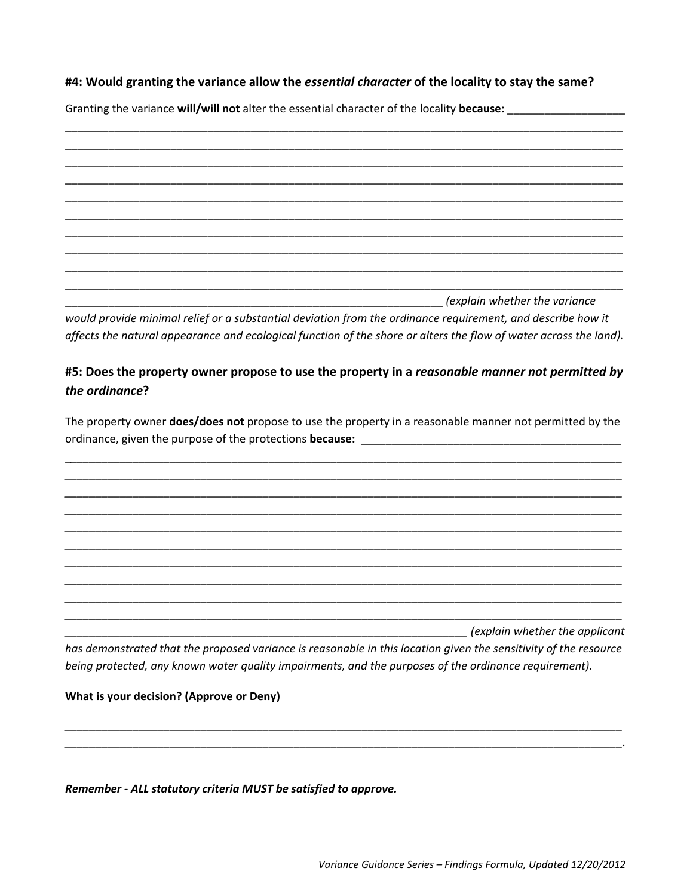#### #4: Would granting the variance allow the *essential character* of the locality to stay the same?

Granting the variance **will/will not** alter the essential character of the locality **because:** ___________________

_____________________________________________________________________________________________

_____________________________________________________________________________________________

_____________________________________________________________________________________________

_____________________________________________________________________________________________

_____________________________________________________________________________________________

_____________________________________________________________________________________________

_____________________________________________________________________________________________

_____________________________________________________________________________________________

_____________________________________________________________________________________________

_____________________________________________________________________________________________

_________________________________________________________________ *(explain whether the variance would provide minimal relief or a substantial deviation from the ordinance requirement, and describe how it affects the natural appearance and ecological function of the shore or alters the flow of water across the land).*

#### #5: Does the property owner propose to use the property in a *reasonable manner not permitted by the ordinance*?

The property owner **does/does not** propose to use the property in a reasonable manner not permitted by the ordinance, given the purpose of the protections **because:** ____________________________________________

_____________________________________________________________________________________________

_____________________________________________________________________________________________

_____________________________________________________________________________________________

_____________________________________________________________________________________________

_____________________________________________________________________________________________

_____________________________________________________________________________________________

_____________________________________________________________________________________________

_____________________________________________________________________________________________

_____________________________________________________________________________________________

_____________________________________________________________________________________________

____________________________________________________________________ *(explain whether the applicant has demonstrated that the proposed variance is reasonable in this location given the sensitivity of the resource being protected, any known water quality impairments, and the purposes of the ordinance requirement).*

**What is your decision? (Approve or Deny)**

_____________________________________________________________________________________________

_____________________________________________________________________________________________.

***Remember - ALL statutory criteria MUST be satisfied to approve.***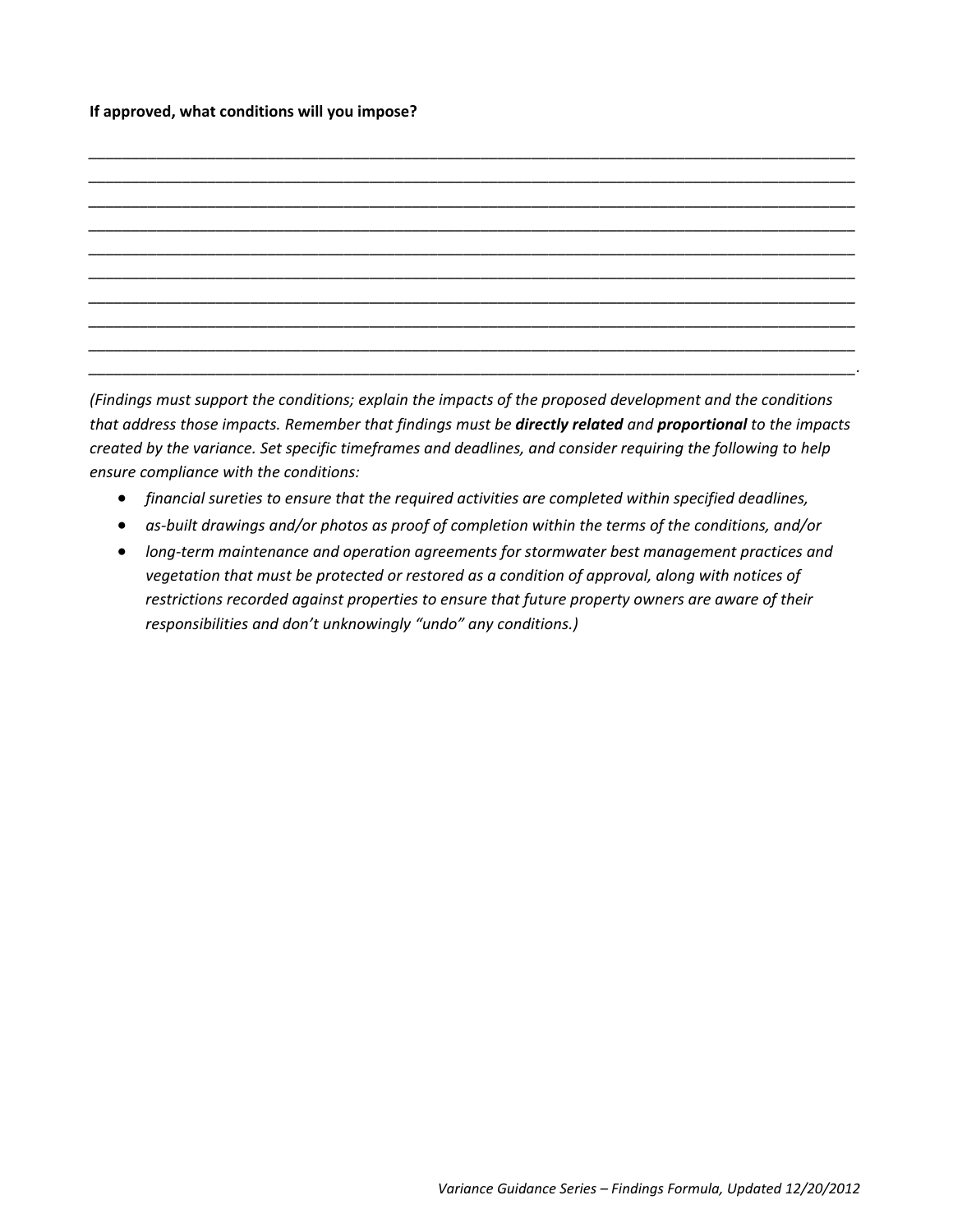**If approved, what conditions will you impose?**

_______________________________________________________________________________________________
_______________________________________________________________________________________________
_______________________________________________________________________________________________
_______________________________________________________________________________________________
_______________________________________________________________________________________________
_______________________________________________________________________________________________
_______________________________________________________________________________________________
_______________________________________________________________________________________________
_______________________________________________________________________________________________
______________________________________________________________________________________________.

*(Findings must support the conditions; explain the impacts of the proposed development and the conditions that address those impacts. Remember that findings must be* ***directly related*** *and* ***proportional*** *to the impacts created by the variance. Set specific timeframes and deadlines, and consider requiring the following to help ensure compliance with the conditions:*

- *financial sureties to ensure that the required activities are completed within specified deadlines,*
- *as-built drawings and/or photos as proof of completion within the terms of the conditions, and/or*
- *long-term maintenance and operation agreements for stormwater best management practices and vegetation that must be protected or restored as a condition of approval, along with notices of restrictions recorded against properties to ensure that future property owners are aware of their responsibilities and don't unknowingly "undo" any conditions.)*